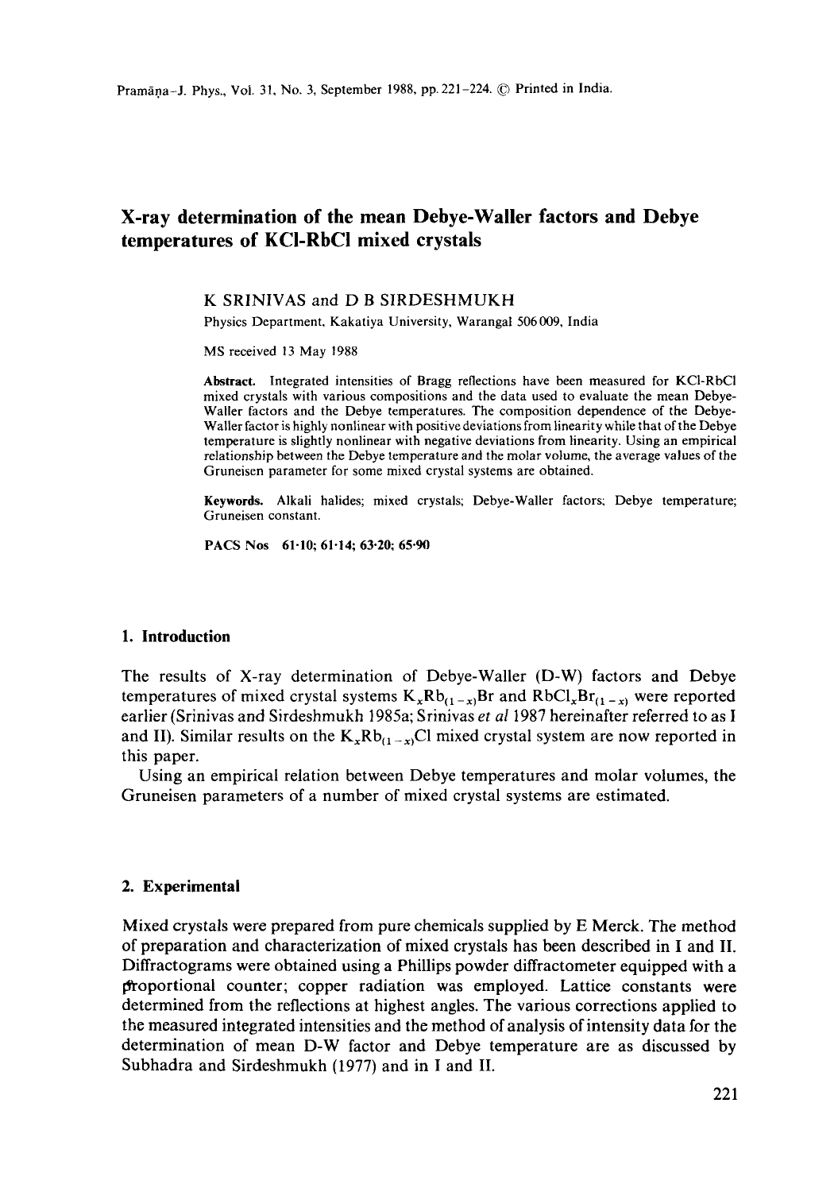# X-ray determination of the mean Debye-Waller factors and Debye temperatures of KCl-RbCl mixed crystals

K SRINIVAS and D B SIRDESHMUKH

Physics Department, Kakatiya University, Warangal 506009, India

MS received 13 May 1988

**Abstract.** Integrated intensities of Bragg reflections have been measured for KCl-RbCl mixed crystals with various compositions and the data used to evaluate the mean Debye-Waller factors and the Debye temperatures. The composition dependence of the Debye-Waller factor is highly nonlinear with positive deviations from linearity while that of the Debye temperature is slightly nonlinear with negative deviations from linearity. Using an empirical relationship between the Debye temperature and the molar volume, the average values of the Gruneisen parameter for some mixed crystal systems are obtained.

**Keywords.** Alkali halides; mixed crystals; Debye-Waller factors; Debye temperature; Gruneisen constant.

**PACS Nos** 61·10; 61·14; 63·20; 65·90

## 1. Introduction

The results of X-ray determination of Debye-Waller (D-W) factors and Debye temperatures of mixed crystal systems $K_xRb_{(1-x)}Br$ and $RbCl_xBr_{(1-x)}$ were reported earlier (Srinivas and Sirdeshmukh 1985a; Srinivas *et al* 1987 hereinafter referred to as I and II). Similar results on the $K_xRb_{(1-x)}Cl$ mixed crystal system are now reported in this paper.

Using an empirical relation between Debye temperatures and molar volumes, the Gruneisen parameters of a number of mixed crystal systems are estimated.

## 2. Experimental

Mixed crystals were prepared from pure chemicals supplied by E Merck. The method of preparation and characterization of mixed crystals has been described in I and II. Diffractograms were obtained using a Phillips powder diffractometer equipped with a proportional counter; copper radiation was employed. Lattice constants were determined from the reflections at highest angles. The various corrections applied to the measured integrated intensities and the method of analysis of intensity data for the determination of mean D-W factor and Debye temperature are as discussed by Subhadra and Sirdeshmukh (1977) and in I and II.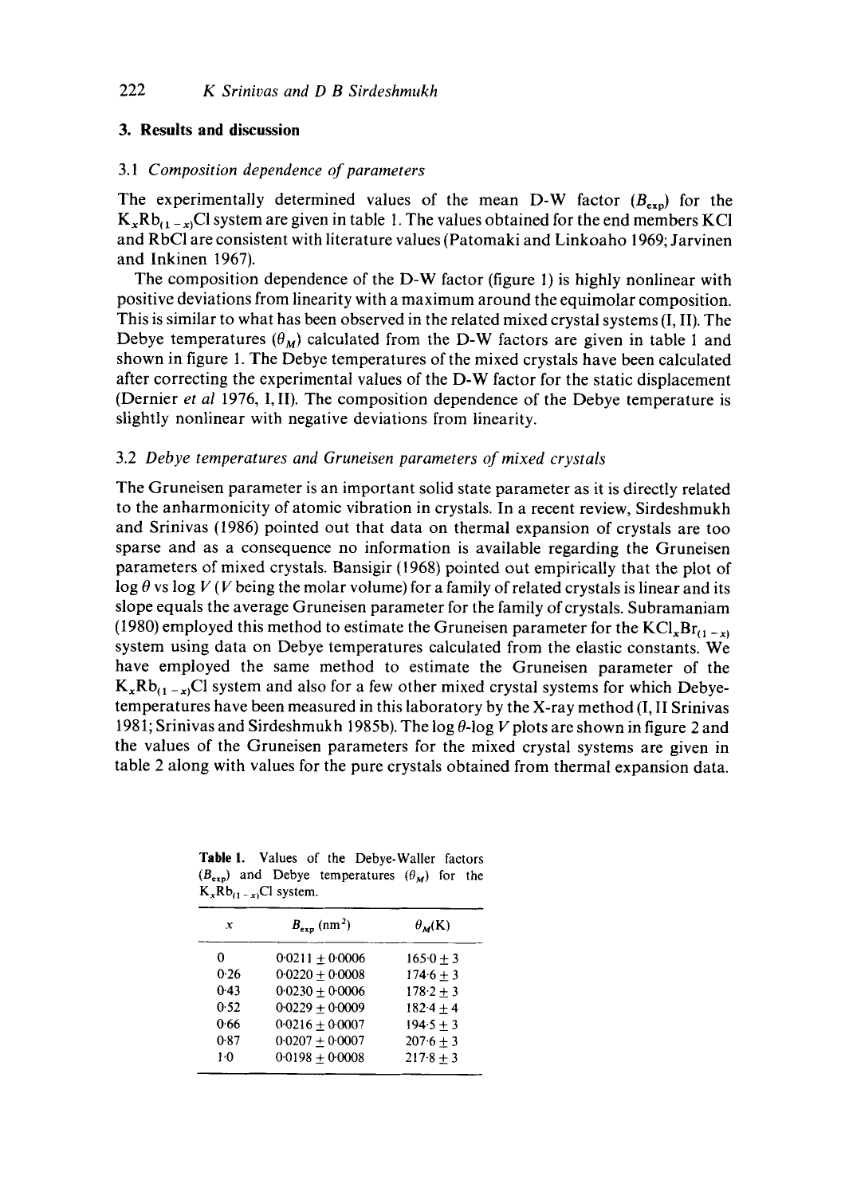## 3. Results and discussion

### 3.1 *Composition dependence of parameters*

The experimentally determined values of the mean D-W factor ($B_{exp}$) for the $K_xRb_{(1-x)}Cl$ system are given in table 1. The values obtained for the end members KCl and RbCl are consistent with literature values (Patomaki and Linkoaho 1969; Jarvinen and Inkinen 1967).

The composition dependence of the D-W factor (figure 1) is highly nonlinear with positive deviations from linearity with a maximum around the equimolar composition. This is similar to what has been observed in the related mixed crystal systems (I, II). The Debye temperatures ($\theta_M$) calculated from the D-W factors are given in table 1 and shown in figure 1. The Debye temperatures of the mixed crystals have been calculated after correcting the experimental values of the D-W factor for the static displacement (Dernier *et al* 1976, I, II). The composition dependence of the Debye temperature is slightly nonlinear with negative deviations from linearity.

### 3.2 *Debye temperatures and Gruneisen parameters of mixed crystals*

The Gruneisen parameter is an important solid state parameter as it is directly related to the anharmonicity of atomic vibration in crystals. In a recent review, Sirdeshmukh and Srinivas (1986) pointed out that data on thermal expansion of crystals are too sparse and as a consequence no information is available regarding the Gruneisen parameters of mixed crystals. Bansigir (1968) pointed out empirically that the plot of $\log \theta$ vs $\log V$ ($V$ being the molar volume) for a family of related crystals is linear and its slope equals the average Gruneisen parameter for the family of crystals. Subramaniam (1980) employed this method to estimate the Gruneisen parameter for the $KCl_xBr_{(1-x)}$ system using data on Debye temperatures calculated from the elastic constants. We have employed the same method to estimate the Gruneisen parameter of the $K_xRb_{(1-x)}Cl$ system and also for a few other mixed crystal systems for which Debye-temperatures have been measured in this laboratory by the X-ray method (I, II Srinivas 1981; Srinivas and Sirdeshmukh 1985b). The $\log \theta$-$\log V$ plots are shown in figure 2 and the values of the Gruneisen parameters for the mixed crystal systems are given in table 2 along with values for the pure crystals obtained from thermal expansion data.

**Table 1.** Values of the Debye-Waller factors ($B_{exp}$) and Debye temperatures ($\theta_M$) for the $K_xRb_{(1-x)}Cl$ system.

| $x$ | $B_{exp}$ (nm$^2$) | $\theta_M$(K) |
|---|---|---|
| 0 | $0.0211 \pm 0.0006$ | $165.0 \pm 3$ |
| 0.26 | $0.0220 \pm 0.0008$ | $174.6 \pm 3$ |
| 0.43 | $0.0230 \pm 0.0006$ | $178.2 \pm 3$ |
| 0.52 | $0.0229 \pm 0.0009$ | $182.4 \pm 4$ |
| 0.66 | $0.0216 \pm 0.0007$ | $194.5 \pm 3$ |
| 0.87 | $0.0207 \pm 0.0007$ | $207.6 \pm 3$ |
| 1.0 | $0.0198 \pm 0.0008$ | $217.8 \pm 3$ |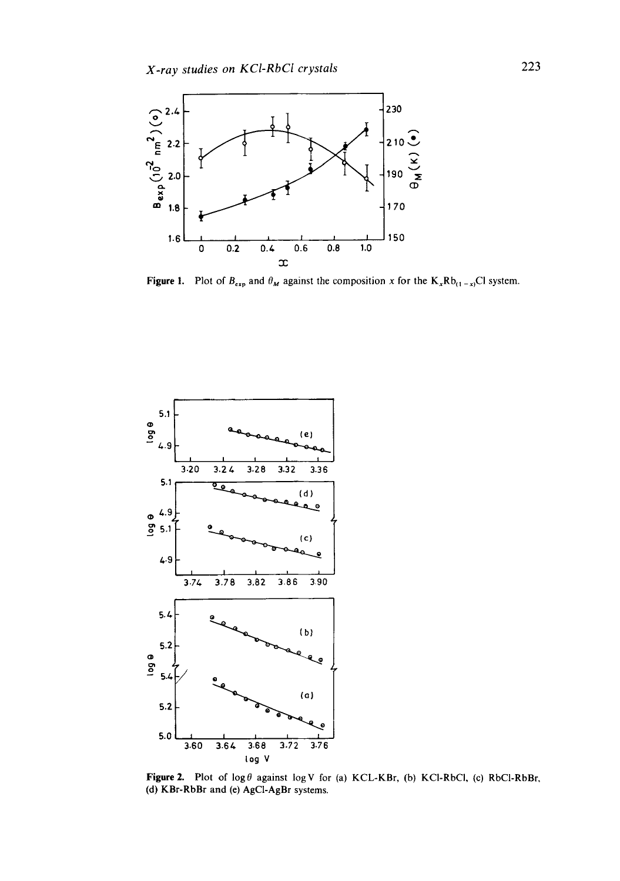Figure 1. Plot of $B_{exp}$ and $\theta_M$ against the composition $x$ for the $K_xRb_{(1-x)}Cl$ system.

Figure 2. Plot of $\log \theta$ against $\log V$ for (a) KCL-KBr, (b) KCl-RbCl, (c) RbCl-RbBr, (d) KBr-RbBr and (e) AgCl-AgBr systems.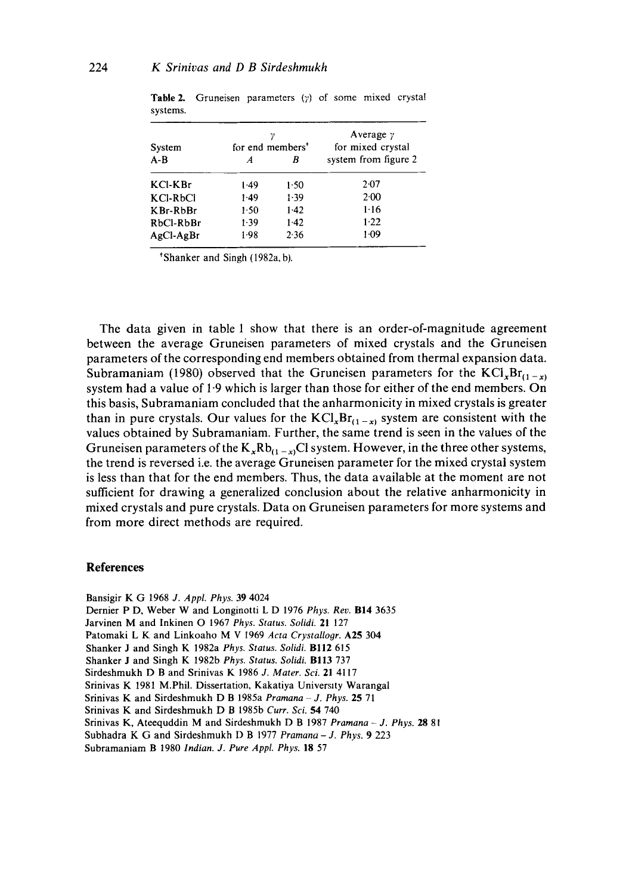**Table 2.** Gruneisen parameters ($\gamma$) of some mixed crystal systems.

| System A-B | $\gamma$ for end members[†] A | B | Average $\gamma$ for mixed crystal system from figure 2 |
|---|---|---|---|
| KCl-KBr | 1·49 | 1·50 | 2·07 |
| KCl-RbCl | 1·49 | 1·39 | 2·00 |
| KBr-RbBr | 1·50 | 1·42 | 1·16 |
| RbCl-RbBr | 1·39 | 1·42 | 1·22 |
| AgCl-AgBr | 1·98 | 2·36 | 1·09 |

[†]Shanker and Singh (1982a, b).

The data given in table 1 show that there is an order-of-magnitude agreement between the average Gruneisen parameters of mixed crystals and the Gruneisen parameters of the corresponding end members obtained from thermal expansion data. Subramaniam (1980) observed that the Gruneisen parameters for the $KCl_xBr_{(1-x)}$ system had a value of 1·9 which is larger than those for either of the end members. On this basis, Subramaniam concluded that the anharmonicity in mixed crystals is greater than in pure crystals. Our values for the $KCl_xBr_{(1-x)}$ system are consistent with the values obtained by Subramaniam. Further, the same trend is seen in the values of the Gruneisen parameters of the $K_xRb_{(1-x)}Cl$ system. However, in the three other systems, the trend is reversed i.e. the average Gruneisen parameter for the mixed crystal system is less than that for the end members. Thus, the data available at the moment are not sufficient for drawing a generalized conclusion about the relative anharmonicity in mixed crystals and pure crystals. Data on Gruneisen parameters for more systems and from more direct methods are required.

## References

Bansigir K G 1968 *J. Appl. Phys.* **39** 4024

Dernier P D, Weber W and Longinotti L D 1976 *Phys. Rev.* **B14** 3635

Jarvinen M and Inkinen O 1967 *Phys. Status. Solidi.* **21** 127

Patomaki L K and Linkoaho M V 1969 *Acta Crystallogr.* **A25** 304

Shanker J and Singh K 1982a *Phys. Status. Solidi.* **B112** 615

Shanker J and Singh K 1982b *Phys. Status. Solidi.* **B113** 737

Sirdeshmukh D B and Srinivas K 1986 *J. Mater. Sci.* **21** 4117

Srinivas K 1981 M.Phil. Dissertation, Kakatiya University Warangal

Srinivas K and Sirdeshmukh D B 1985a *Pramana – J. Phys.* **25** 71

Srinivas K and Sirdeshmukh D B 1985b *Curr. Sci.* **54** 740

Srinivas K, Ateequddin M and Sirdeshmukh D B 1987 *Pramana – J. Phys.* **28** 81

Subhadra K G and Sirdeshmukh D B 1977 *Pramana – J. Phys.* **9** 223

Subramaniam B 1980 *Indian. J. Pure Appl. Phys.* **18** 57